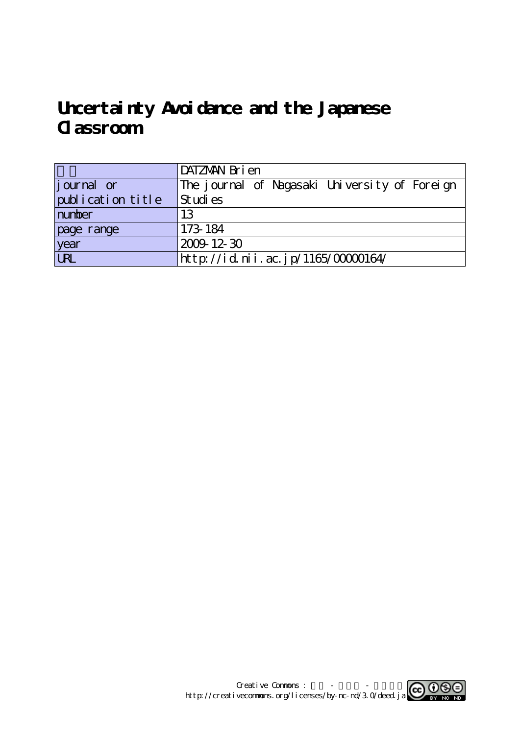# Uncertainty Avoidance and the Japanese Classroom

| 著者 | DATZMAN Brien |
|---|---|
| journal or publication title | The journal of Nagasaki University of Foreign Studies |
| number | 13 |
| page range | 173-184 |
| year | 2009-12-30 |
| URL | http://id.nii.ac.jp/1165/00000164/ |

Creative Commons : 表示 - 非営利 - 改変禁止
http://creativecommons.org/licenses/by-nc-nd/3.0/deed.ja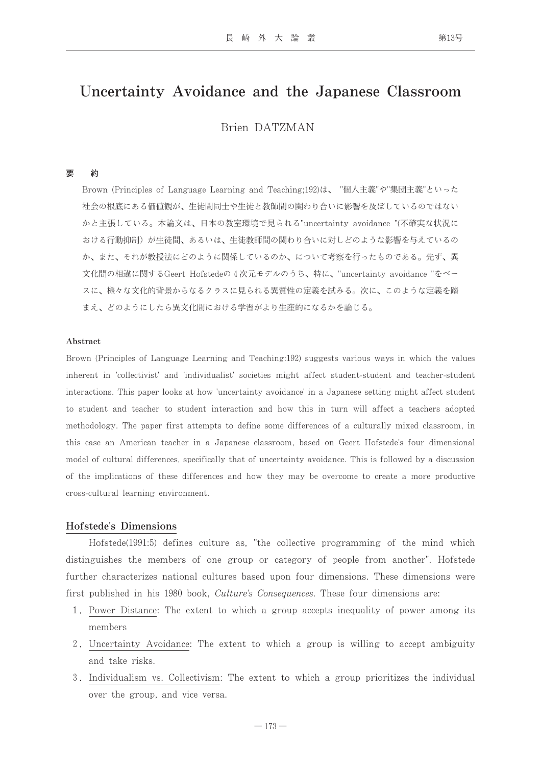# Uncertainty Avoidance and the Japanese Classroom

Brien DATZMAN

**要　約**

Brown (Principles of Language Learning and Teaching;192)は、"個人主義"や"集団主義"といった社会の根底にある価値観が、生徒間同士や生徒と教師間の関わり合いに影響を及ぼしているのではないかと主張している。本論文は、日本の教室環境で見られる"uncertainty avoidance "(不確実な状況における行動抑制）が生徒間、あるいは、生徒教師間の関わり合いに対しどのような影響を与えているのか、また、それが教授法にどのように関係しているのか、について考察を行ったものである。先ず、異文化間の相違に関するGeert Hofstedeの４次元モデルのうち、特に、"uncertainty avoidance "をベースに、様々な文化的背景からなるクラスに見られる異質性の定義を試みる。次に、このような定義を踏まえ、どのようにしたら異文化間における学習がより生産的になるかを論じる。

**Abstract**

Brown (Principles of Language Learning and Teaching:192) suggests various ways in which the values inherent in 'collectivist' and 'individualist' societies might affect student-student and teacher-student interactions. This paper looks at how 'uncertainty avoidance' in a Japanese setting might affect student to student and teacher to student interaction and how this in turn will affect a teachers adopted methodology. The paper first attempts to define some differences of a culturally mixed classroom, in this case an American teacher in a Japanese classroom, based on Geert Hofstede's four dimensional model of cultural differences, specifically that of uncertainty avoidance. This is followed by a discussion of the implications of these differences and how they may be overcome to create a more productive cross-cultural learning environment.

## Hofstede's Dimensions

Hofstede(1991:5) defines culture as, "the collective programming of the mind which distinguishes the members of one group or category of people from another". Hofstede further characterizes national cultures based upon four dimensions. These dimensions were first published in his 1980 book, *Culture's Consequences*. These four dimensions are:

1. Power Distance: The extent to which a group accepts inequality of power among its members
2. Uncertainty Avoidance: The extent to which a group is willing to accept ambiguity and take risks.
3. Individualism vs. Collectivism: The extent to which a group prioritizes the individual over the group, and vice versa.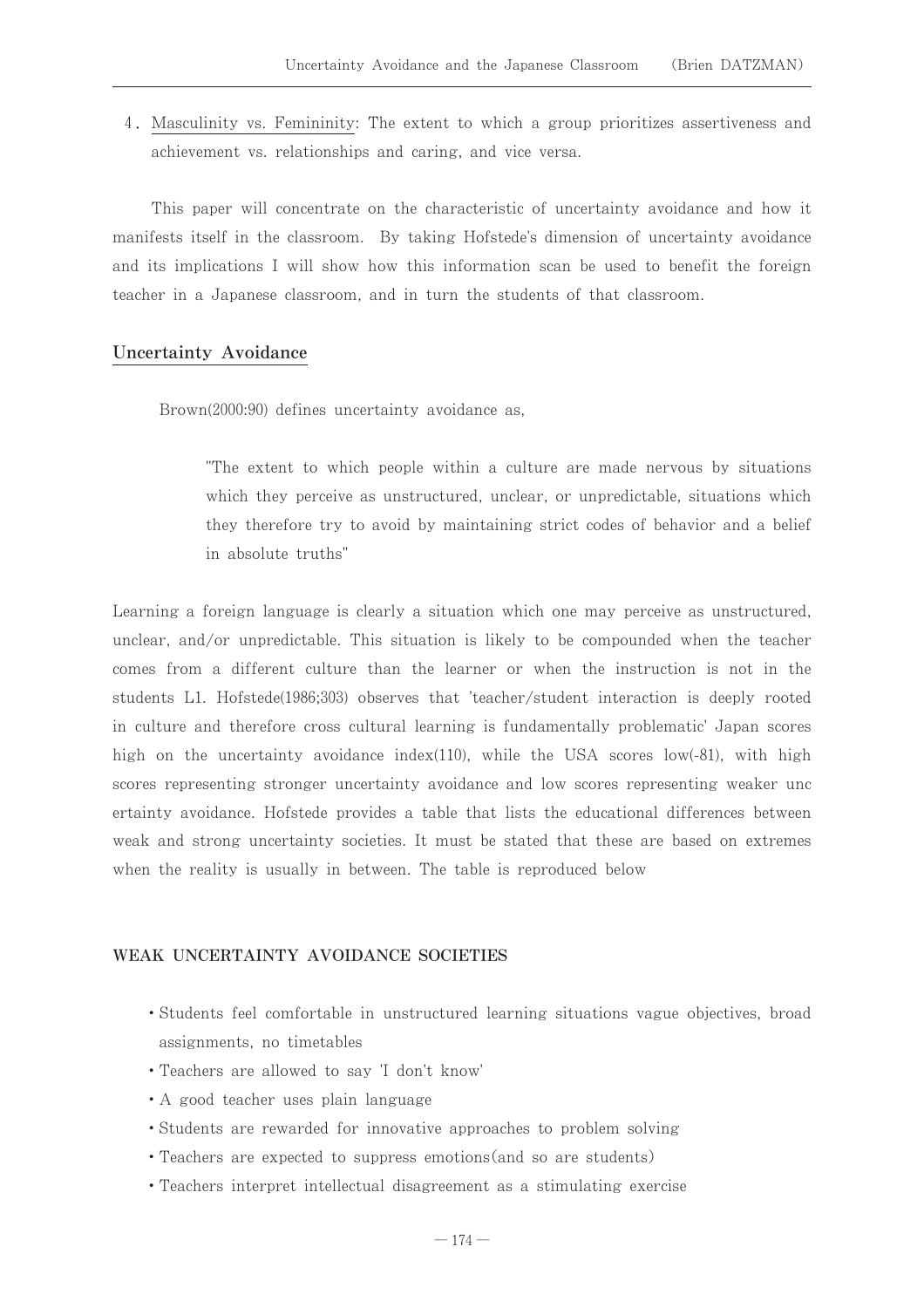4. Masculinity vs. Femininity: The extent to which a group prioritizes assertiveness and achievement vs. relationships and caring, and vice versa.

This paper will concentrate on the characteristic of uncertainty avoidance and how it manifests itself in the classroom. By taking Hofstede's dimension of uncertainty avoidance and its implications I will show how this information scan be used to benefit the foreign teacher in a Japanese classroom, and in turn the students of that classroom.

## Uncertainty Avoidance

Brown(2000:90) defines uncertainty avoidance as,

> "The extent to which people within a culture are made nervous by situations which they perceive as unstructured, unclear, or unpredictable, situations which they therefore try to avoid by maintaining strict codes of behavior and a belief in absolute truths"

Learning a foreign language is clearly a situation which one may perceive as unstructured, unclear, and/or unpredictable. This situation is likely to be compounded when the teacher comes from a different culture than the learner or when the instruction is not in the students L1. Hofstede(1986;303) observes that 'teacher/student interaction is deeply rooted in culture and therefore cross cultural learning is fundamentally problematic' Japan scores high on the uncertainty avoidance index(110), while the USA scores low(-81), with high scores representing stronger uncertainty avoidance and low scores representing weaker unc ertainty avoidance. Hofstede provides a table that lists the educational differences between weak and strong uncertainty societies. It must be stated that these are based on extremes when the reality is usually in between. The table is reproduced below

### WEAK UNCERTAINTY AVOIDANCE SOCIETIES

- Students feel comfortable in unstructured learning situations vague objectives, broad assignments, no timetables
- Teachers are allowed to say 'I don't know'
- A good teacher uses plain language
- Students are rewarded for innovative approaches to problem solving
- Teachers are expected to suppress emotions(and so are students)
- Teachers interpret intellectual disagreement as a stimulating exercise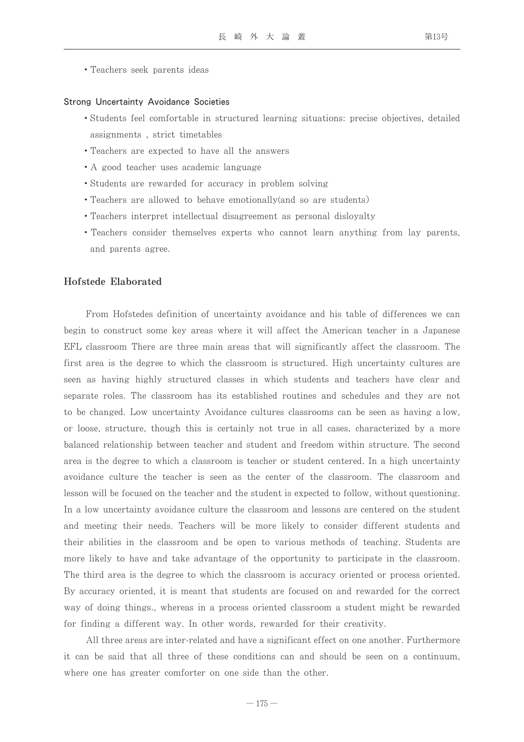- Teachers seek parents ideas

**Strong Uncertainty Avoidance Societies**

- Students feel comfortable in structured learning situations: precise objectives, detailed assignments , strict timetables
- Teachers are expected to have all the answers
- A good teacher uses academic language
- Students are rewarded for accuracy in problem solving
- Teachers are allowed to behave emotionally(and so are students)
- Teachers interpret intellectual disagreement as personal disloyalty
- Teachers consider themselves experts who cannot learn anything from lay parents, and parents agree.

## Hofstede Elaborated

From Hofstedes definition of uncertainty avoidance and his table of differences we can begin to construct some key areas where it will affect the American teacher in a Japanese EFL classroom There are three main areas that will significantly affect the classroom. The first area is the degree to which the classroom is structured. High uncertainty cultures are seen as having highly structured classes in which students and teachers have clear and separate roles. The classroom has its established routines and schedules and they are not to be changed. Low uncertainty Avoidance cultures classrooms can be seen as having a low, or loose, structure, though this is certainly not true in all cases, characterized by a more balanced relationship between teacher and student and freedom within structure. The second area is the degree to which a classroom is teacher or student centered. In a high uncertainty avoidance culture the teacher is seen as the center of the classroom. The classroom and lesson will be focused on the teacher and the student is expected to follow, without questioning. In a low uncertainty avoidance culture the classroom and lessons are centered on the student and meeting their needs. Teachers will be more likely to consider different students and their abilities in the classroom and be open to various methods of teaching. Students are more likely to have and take advantage of the opportunity to participate in the classroom. The third area is the degree to which the classroom is accuracy oriented or process oriented. By accuracy oriented, it is meant that students are focused on and rewarded for the correct way of doing things., whereas in a process oriented classroom a student might be rewarded for finding a different way. In other words, rewarded for their creativity.

All three areas are inter-related and have a significant effect on one another. Furthermore it can be said that all three of these conditions can and should be seen on a continuum, where one has greater comforter on one side than the other.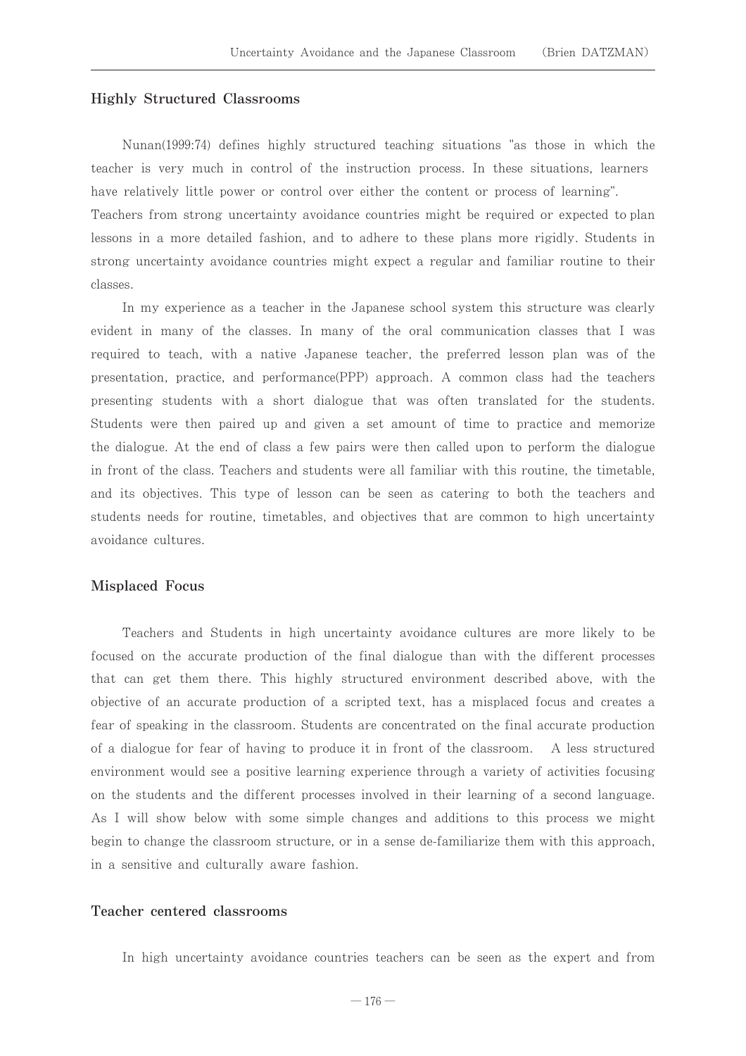## Highly Structured Classrooms

Nunan(1999:74) defines highly structured teaching situations "as those in which the teacher is very much in control of the instruction process. In these situations, learners have relatively little power or control over either the content or process of learning". Teachers from strong uncertainty avoidance countries might be required or expected to plan lessons in a more detailed fashion, and to adhere to these plans more rigidly. Students in strong uncertainty avoidance countries might expect a regular and familiar routine to their classes.

In my experience as a teacher in the Japanese school system this structure was clearly evident in many of the classes. In many of the oral communication classes that I was required to teach, with a native Japanese teacher, the preferred lesson plan was of the presentation, practice, and performance(PPP) approach. A common class had the teachers presenting students with a short dialogue that was often translated for the students. Students were then paired up and given a set amount of time to practice and memorize the dialogue. At the end of class a few pairs were then called upon to perform the dialogue in front of the class. Teachers and students were all familiar with this routine, the timetable, and its objectives. This type of lesson can be seen as catering to both the teachers and students needs for routine, timetables, and objectives that are common to high uncertainty avoidance cultures.

## Misplaced Focus

Teachers and Students in high uncertainty avoidance cultures are more likely to be focused on the accurate production of the final dialogue than with the different processes that can get them there. This highly structured environment described above, with the objective of an accurate production of a scripted text, has a misplaced focus and creates a fear of speaking in the classroom. Students are concentrated on the final accurate production of a dialogue for fear of having to produce it in front of the classroom. A less structured environment would see a positive learning experience through a variety of activities focusing on the students and the different processes involved in their learning of a second language. As I will show below with some simple changes and additions to this process we might begin to change the classroom structure, or in a sense de-familiarize them with this approach, in a sensitive and culturally aware fashion.

## Teacher centered classrooms

In high uncertainty avoidance countries teachers can be seen as the expert and from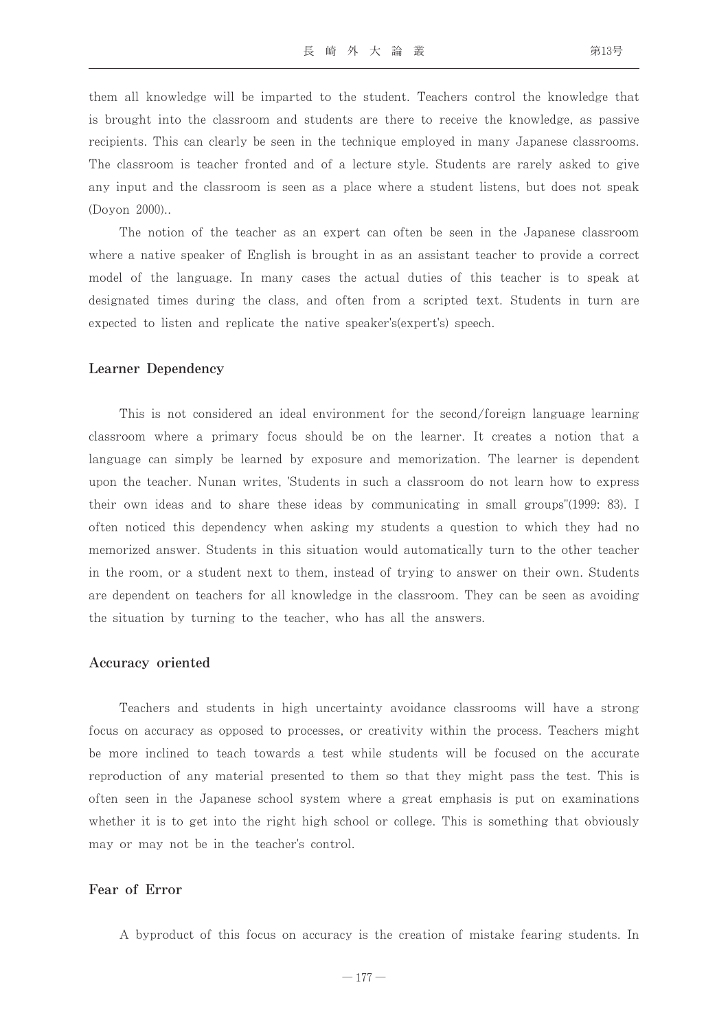them all knowledge will be imparted to the student. Teachers control the knowledge that is brought into the classroom and students are there to receive the knowledge, as passive recipients. This can clearly be seen in the technique employed in many Japanese classrooms. The classroom is teacher fronted and of a lecture style. Students are rarely asked to give any input and the classroom is seen as a place where a student listens, but does not speak (Doyon 2000)..

The notion of the teacher as an expert can often be seen in the Japanese classroom where a native speaker of English is brought in as an assistant teacher to provide a correct model of the language. In many cases the actual duties of this teacher is to speak at designated times during the class, and often from a scripted text. Students in turn are expected to listen and replicate the native speaker's(expert's) speech.

### Learner Dependency

This is not considered an ideal environment for the second/foreign language learning classroom where a primary focus should be on the learner. It creates a notion that a language can simply be learned by exposure and memorization. The learner is dependent upon the teacher. Nunan writes, 'Students in such a classroom do not learn how to express their own ideas and to share these ideas by communicating in small groups"(1999: 83). I often noticed this dependency when asking my students a question to which they had no memorized answer. Students in this situation would automatically turn to the other teacher in the room, or a student next to them, instead of trying to answer on their own. Students are dependent on teachers for all knowledge in the classroom. They can be seen as avoiding the situation by turning to the teacher, who has all the answers.

### Accuracy oriented

Teachers and students in high uncertainty avoidance classrooms will have a strong focus on accuracy as opposed to processes, or creativity within the process. Teachers might be more inclined to teach towards a test while students will be focused on the accurate reproduction of any material presented to them so that they might pass the test. This is often seen in the Japanese school system where a great emphasis is put on examinations whether it is to get into the right high school or college. This is something that obviously may or may not be in the teacher's control.

### Fear of Error

A byproduct of this focus on accuracy is the creation of mistake fearing students. In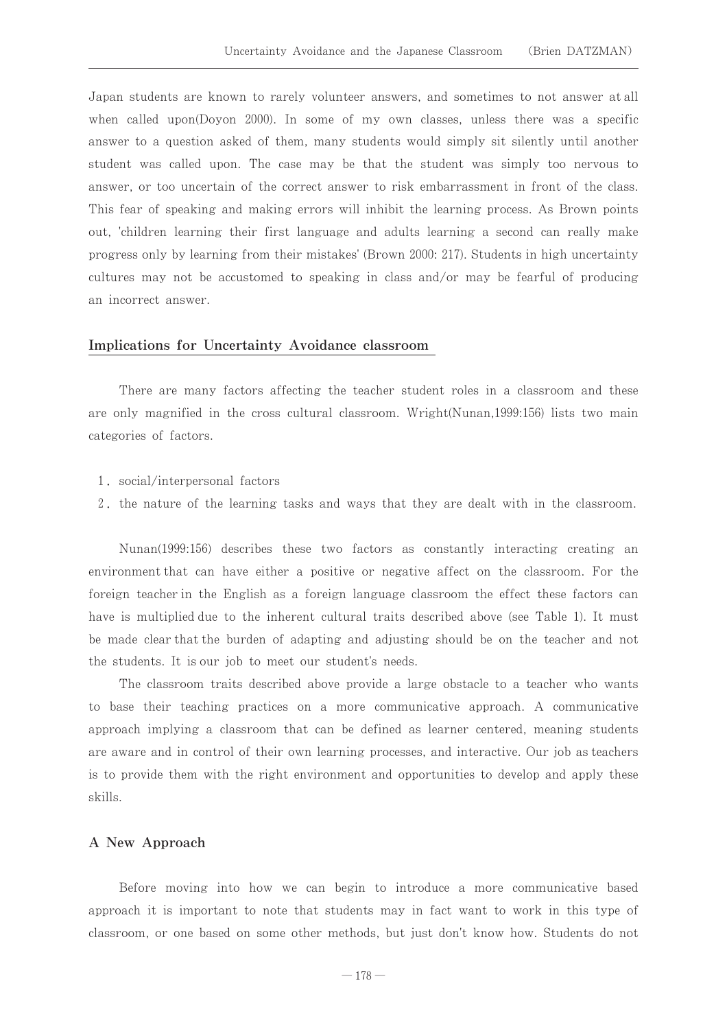Japan students are known to rarely volunteer answers, and sometimes to not answer at all when called upon(Doyon 2000). In some of my own classes, unless there was a specific answer to a question asked of them, many students would simply sit silently until another student was called upon. The case may be that the student was simply too nervous to answer, or too uncertain of the correct answer to risk embarrassment in front of the class. This fear of speaking and making errors will inhibit the learning process. As Brown points out, 'children learning their first language and adults learning a second can really make progress only by learning from their mistakes' (Brown 2000: 217). Students in high uncertainty cultures may not be accustomed to speaking in class and/or may be fearful of producing an incorrect answer.

## Implications for Uncertainty Avoidance classroom

There are many factors affecting the teacher student roles in a classroom and these are only magnified in the cross cultural classroom. Wright(Nunan,1999:156) lists two main categories of factors.

1. social/interpersonal factors
2. the nature of the learning tasks and ways that they are dealt with in the classroom.

Nunan(1999:156) describes these two factors as constantly interacting creating an environment that can have either a positive or negative affect on the classroom. For the foreign teacher in the English as a foreign language classroom the effect these factors can have is multiplied due to the inherent cultural traits described above (see Table 1). It must be made clear that the burden of adapting and adjusting should be on the teacher and not the students. It is our job to meet our student's needs.

The classroom traits described above provide a large obstacle to a teacher who wants to base their teaching practices on a more communicative approach. A communicative approach implying a classroom that can be defined as learner centered, meaning students are aware and in control of their own learning processes, and interactive. Our job as teachers is to provide them with the right environment and opportunities to develop and apply these skills.

## A New Approach

Before moving into how we can begin to introduce a more communicative based approach it is important to note that students may in fact want to work in this type of classroom, or one based on some other methods, but just don't know how. Students do not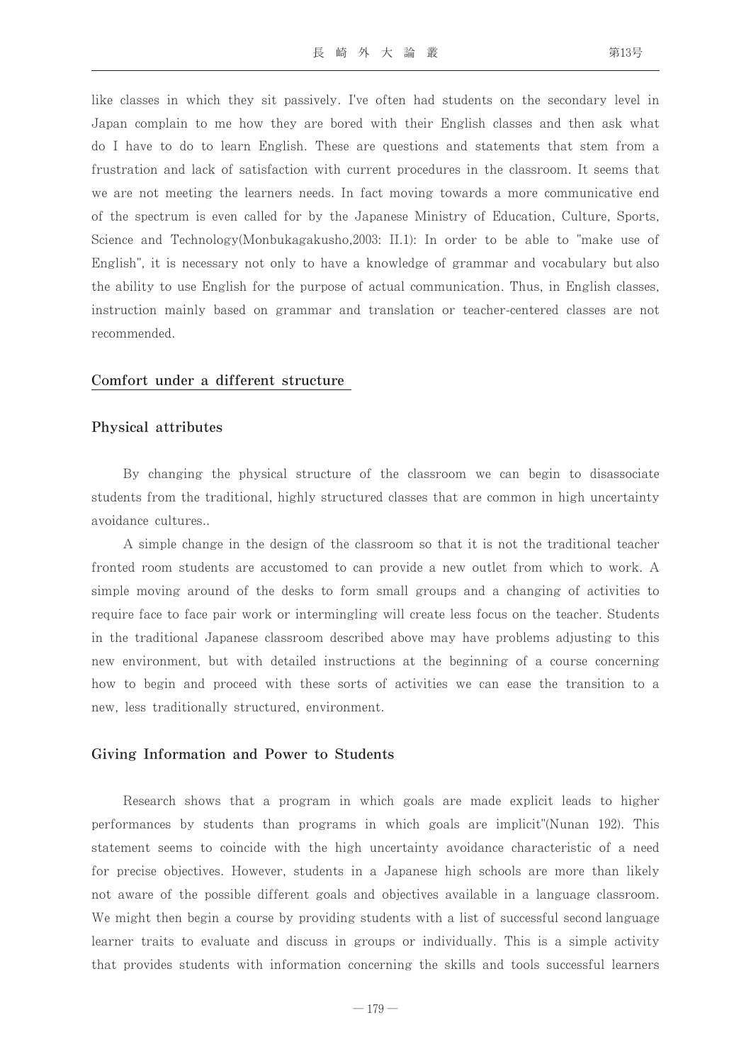like classes in which they sit passively. I've often had students on the secondary level in Japan complain to me how they are bored with their English classes and then ask what do I have to do to learn English. These are questions and statements that stem from a frustration and lack of satisfaction with current procedures in the classroom. It seems that we are not meeting the learners needs. In fact moving towards a more communicative end of the spectrum is even called for by the Japanese Ministry of Education, Culture, Sports, Science and Technology(Monbukagakusho,2003: II.1): In order to be able to "make use of English", it is necessary not only to have a knowledge of grammar and vocabulary but also the ability to use English for the purpose of actual communication. Thus, in English classes, instruction mainly based on grammar and translation or teacher-centered classes are not recommended.

## Comfort under a different structure

### Physical attributes

By changing the physical structure of the classroom we can begin to disassociate students from the traditional, highly structured classes that are common in high uncertainty avoidance cultures..

A simple change in the design of the classroom so that it is not the traditional teacher fronted room students are accustomed to can provide a new outlet from which to work. A simple moving around of the desks to form small groups and a changing of activities to require face to face pair work or intermingling will create less focus on the teacher. Students in the traditional Japanese classroom described above may have problems adjusting to this new environment, but with detailed instructions at the beginning of a course concerning how to begin and proceed with these sorts of activities we can ease the transition to a new, less traditionally structured, environment.

### Giving Information and Power to Students

Research shows that a program in which goals are made explicit leads to higher performances by students than programs in which goals are implicit"(Nunan 192). This statement seems to coincide with the high uncertainty avoidance characteristic of a need for precise objectives. However, students in a Japanese high schools are more than likely not aware of the possible different goals and objectives available in a language classroom. We might then begin a course by providing students with a list of successful second language learner traits to evaluate and discuss in groups or individually. This is a simple activity that provides students with information concerning the skills and tools successful learners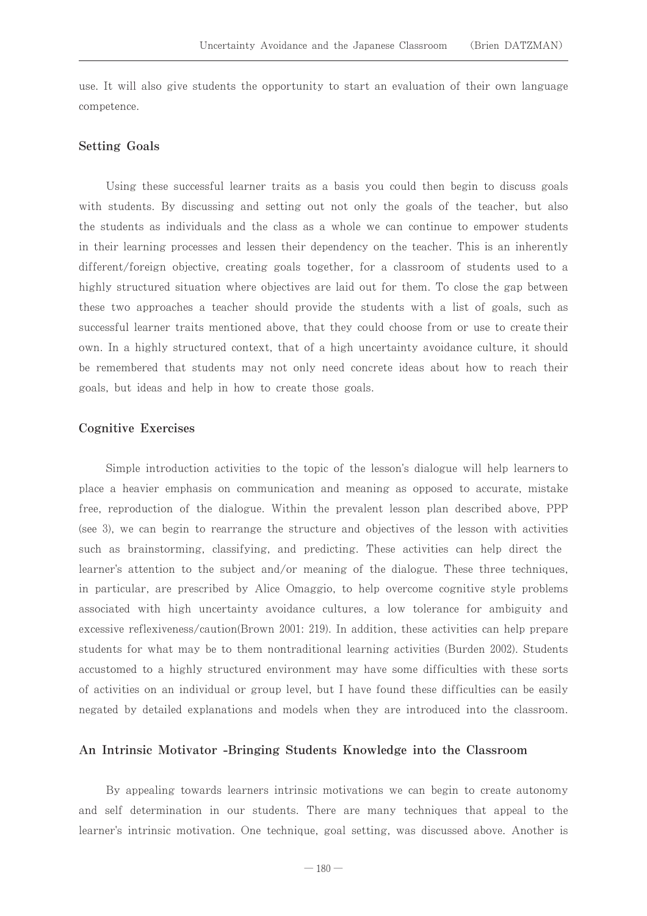use. It will also give students the opportunity to start an evaluation of their own language competence.

## Setting Goals

Using these successful learner traits as a basis you could then begin to discuss goals with students. By discussing and setting out not only the goals of the teacher, but also the students as individuals and the class as a whole we can continue to empower students in their learning processes and lessen their dependency on the teacher. This is an inherently different/foreign objective, creating goals together, for a classroom of students used to a highly structured situation where objectives are laid out for them. To close the gap between these two approaches a teacher should provide the students with a list of goals, such as successful learner traits mentioned above, that they could choose from or use to create their own. In a highly structured context, that of a high uncertainty avoidance culture, it should be remembered that students may not only need concrete ideas about how to reach their goals, but ideas and help in how to create those goals.

## Cognitive Exercises

Simple introduction activities to the topic of the lesson's dialogue will help learners to place a heavier emphasis on communication and meaning as opposed to accurate, mistake free, reproduction of the dialogue. Within the prevalent lesson plan described above, PPP (see 3), we can begin to rearrange the structure and objectives of the lesson with activities such as brainstorming, classifying, and predicting. These activities can help direct the learner's attention to the subject and/or meaning of the dialogue. These three techniques, in particular, are prescribed by Alice Omaggio, to help overcome cognitive style problems associated with high uncertainty avoidance cultures, a low tolerance for ambiguity and excessive reflexiveness/caution(Brown 2001: 219). In addition, these activities can help prepare students for what may be to them nontraditional learning activities (Burden 2002). Students accustomed to a highly structured environment may have some difficulties with these sorts of activities on an individual or group level, but I have found these difficulties can be easily negated by detailed explanations and models when they are introduced into the classroom.

## An Intrinsic Motivator -Bringing Students Knowledge into the Classroom

By appealing towards learners intrinsic motivations we can begin to create autonomy and self determination in our students. There are many techniques that appeal to the learner's intrinsic motivation. One technique, goal setting, was discussed above. Another is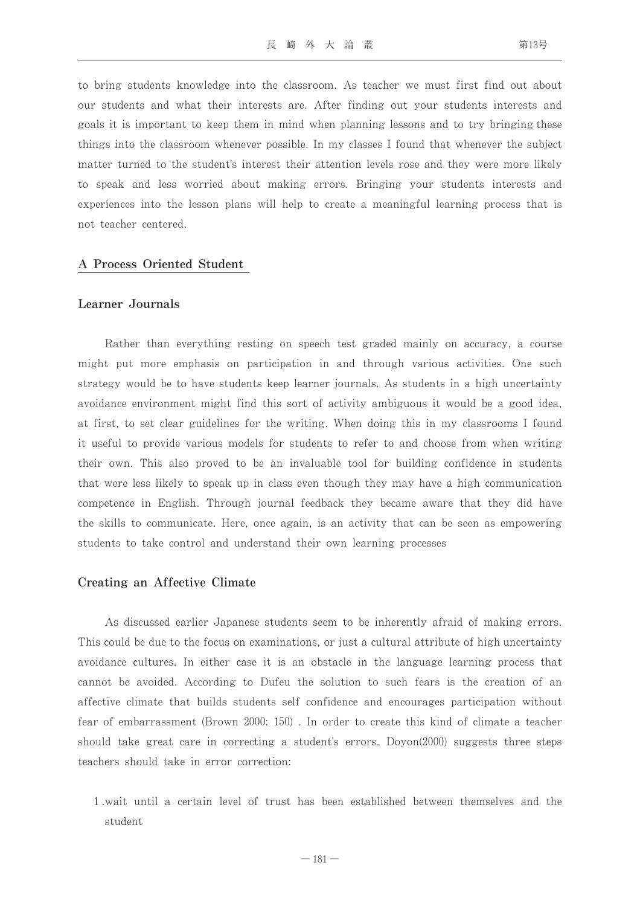to bring students knowledge into the classroom. As teacher we must first find out about our students and what their interests are. After finding out your students interests and goals it is important to keep them in mind when planning lessons and to try bringing these things into the classroom whenever possible. In my classes I found that whenever the subject matter turned to the student's interest their attention levels rose and they were more likely to speak and less worried about making errors. Bringing your students interests and experiences into the lesson plans will help to create a meaningful learning process that is not teacher centered.

## A Process Oriented Student

### Learner Journals

Rather than everything resting on speech test graded mainly on accuracy, a course might put more emphasis on participation in and through various activities. One such strategy would be to have students keep learner journals. As students in a high uncertainty avoidance environment might find this sort of activity ambiguous it would be a good idea, at first, to set clear guidelines for the writing. When doing this in my classrooms I found it useful to provide various models for students to refer to and choose from when writing their own. This also proved to be an invaluable tool for building confidence in students that were less likely to speak up in class even though they may have a high communication competence in English. Through journal feedback they became aware that they did have the skills to communicate. Here, once again, is an activity that can be seen as empowering students to take control and understand their own learning processes

### Creating an Affective Climate

As discussed earlier Japanese students seem to be inherently afraid of making errors. This could be due to the focus on examinations, or just a cultural attribute of high uncertainty avoidance cultures. In either case it is an obstacle in the language learning process that cannot be avoided. According to Dufeu the solution to such fears is the creation of an affective climate that builds students self confidence and encourages participation without fear of embarrassment (Brown 2000: 150) . In order to create this kind of climate a teacher should take great care in correcting a student's errors. Doyon(2000) suggests three steps teachers should take in error correction:

1. wait until a certain level of trust has been established between themselves and the student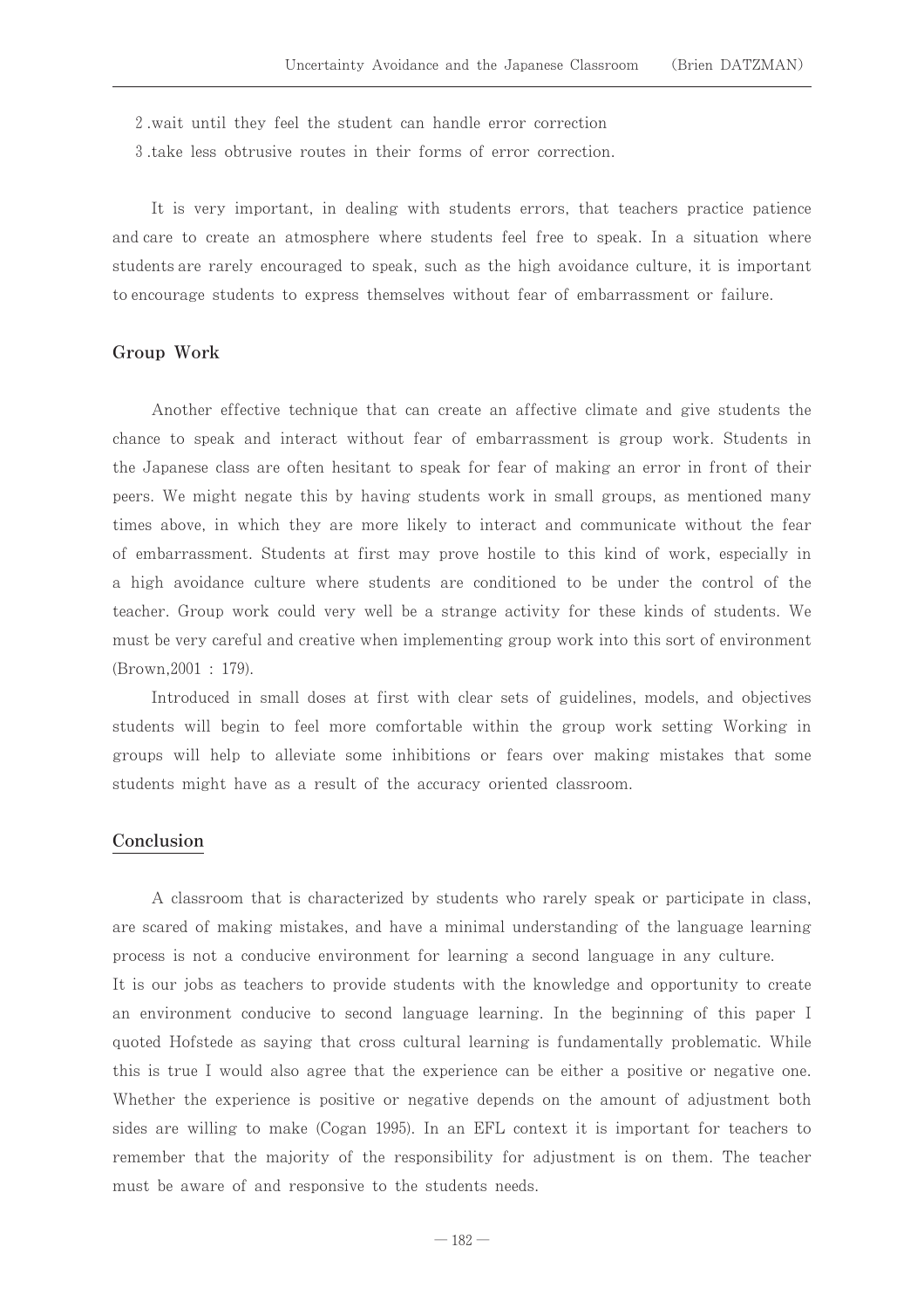2 .wait until they feel the student can handle error correction

3 .take less obtrusive routes in their forms of error correction.

It is very important, in dealing with students errors, that teachers practice patience and care to create an atmosphere where students feel free to speak. In a situation where students are rarely encouraged to speak, such as the high avoidance culture, it is important to encourage students to express themselves without fear of embarrassment or failure.

## Group Work

Another effective technique that can create an affective climate and give students the chance to speak and interact without fear of embarrassment is group work. Students in the Japanese class are often hesitant to speak for fear of making an error in front of their peers. We might negate this by having students work in small groups, as mentioned many times above, in which they are more likely to interact and communicate without the fear of embarrassment. Students at first may prove hostile to this kind of work, especially in a high avoidance culture where students are conditioned to be under the control of the teacher. Group work could very well be a strange activity for these kinds of students. We must be very careful and creative when implementing group work into this sort of environment (Brown,2001 : 179).

Introduced in small doses at first with clear sets of guidelines, models, and objectives students will begin to feel more comfortable within the group work setting Working in groups will help to alleviate some inhibitions or fears over making mistakes that some students might have as a result of the accuracy oriented classroom.

## Conclusion

A classroom that is characterized by students who rarely speak or participate in class, are scared of making mistakes, and have a minimal understanding of the language learning process is not a conducive environment for learning a second language in any culture.

It is our jobs as teachers to provide students with the knowledge and opportunity to create an environment conducive to second language learning. In the beginning of this paper I quoted Hofstede as saying that cross cultural learning is fundamentally problematic. While this is true I would also agree that the experience can be either a positive or negative one. Whether the experience is positive or negative depends on the amount of adjustment both sides are willing to make (Cogan 1995). In an EFL context it is important for teachers to remember that the majority of the responsibility for adjustment is on them. The teacher must be aware of and responsive to the students needs.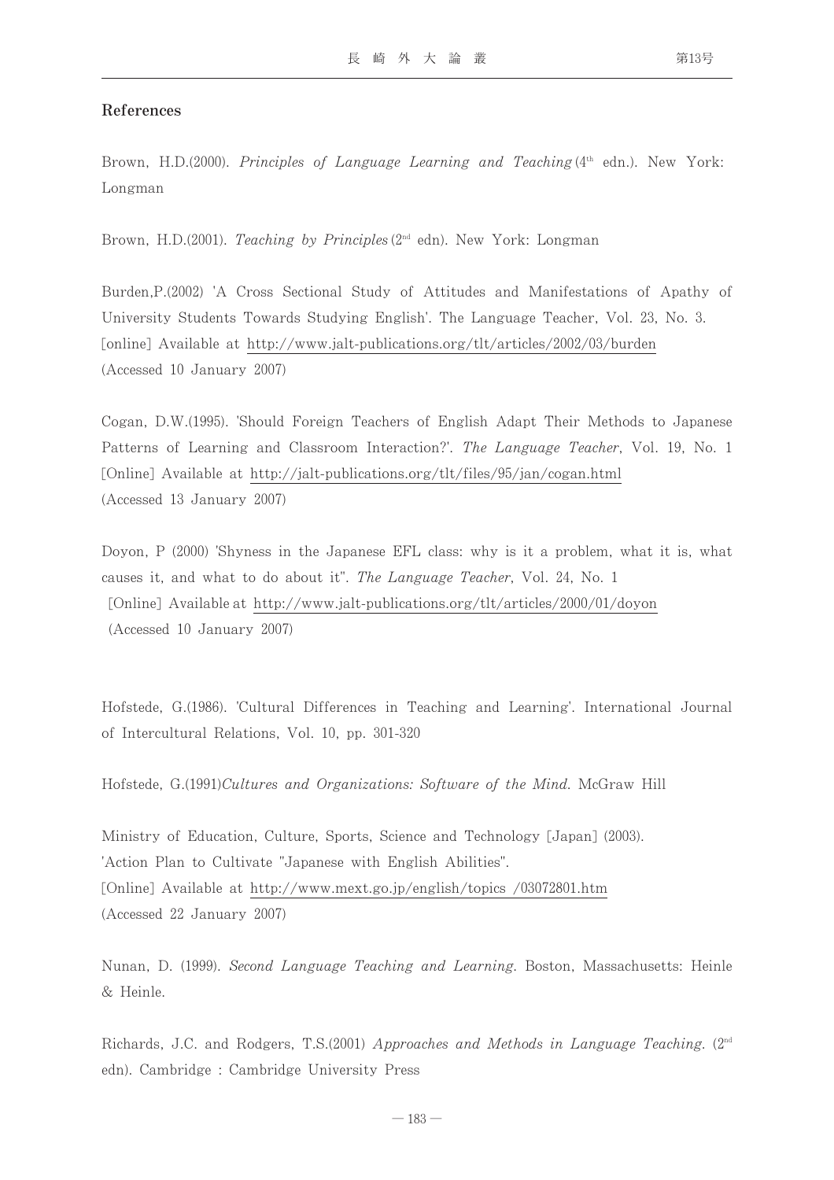## References

Brown, H.D.(2000). *Principles of Language Learning and Teaching* (4th edn.). New York: Longman

Brown, H.D.(2001). *Teaching by Principles* (2nd edn). New York: Longman

Burden,P.(2002) 'A Cross Sectional Study of Attitudes and Manifestations of Apathy of University Students Towards Studying English'. The Language Teacher, Vol. 23, No. 3. [online] Available at http://www.jalt-publications.org/tlt/articles/2002/03/burden (Accessed 10 January 2007)

Cogan, D.W.(1995). 'Should Foreign Teachers of English Adapt Their Methods to Japanese Patterns of Learning and Classroom Interaction?'. *The Language Teacher*, Vol. 19, No. 1 [Online] Available at http://jalt-publications.org/tlt/files/95/jan/cogan.html (Accessed 13 January 2007)

Doyon, P (2000) 'Shyness in the Japanese EFL class: why is it a problem, what it is, what causes it, and what to do about it". *The Language Teacher*, Vol. 24, No. 1 [Online] Available at http://www.jalt-publications.org/tlt/articles/2000/01/doyon (Accessed 10 January 2007)

Hofstede, G.(1986). 'Cultural Differences in Teaching and Learning'. International Journal of Intercultural Relations, Vol. 10, pp. 301-320

Hofstede, G.(1991)*Cultures and Organizations: Software of the Mind*. McGraw Hill

Ministry of Education, Culture, Sports, Science and Technology [Japan] (2003). 'Action Plan to Cultivate "Japanese with English Abilities". [Online] Available at http://www.mext.go.jp/english/topics /03072801.htm (Accessed 22 January 2007)

Nunan, D. (1999). *Second Language Teaching and Learning*. Boston, Massachusetts: Heinle & Heinle.

Richards, J.C. and Rodgers, T.S.(2001) *Approaches and Methods in Language Teaching*. (2nd edn). Cambridge : Cambridge University Press